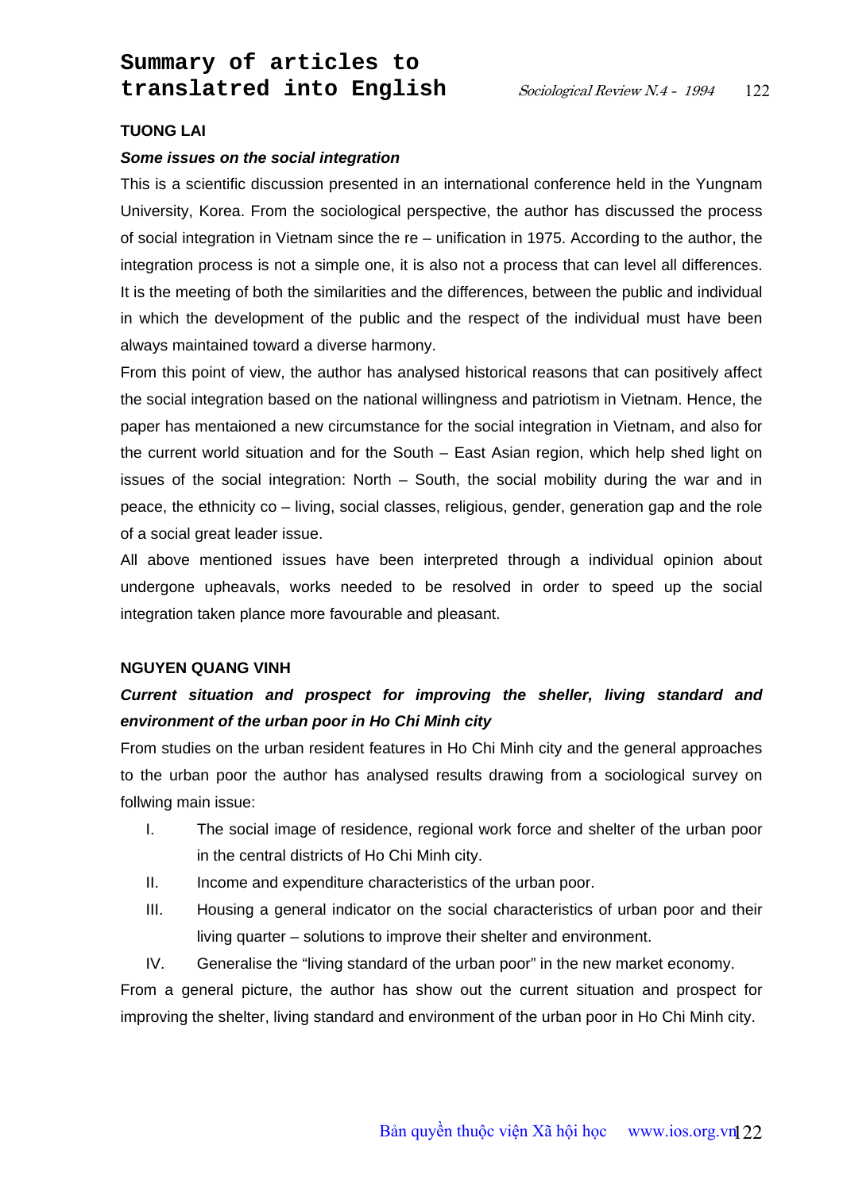# Summary of articles to translatred into English

## TUONG LAI

### *Some issues on the social integration*

This is a scientific discussion presented in an international conference held in the Yungnam University, Korea. From the sociological perspective, the author has discussed the process of social integration in Vietnam since the re – unification in 1975. According to the author, the integration process is not a simple one, it is also not a process that can level all differences. It is the meeting of both the similarities and the differences, between the public and individual in which the development of the public and the respect of the individual must have been always maintained toward a diverse harmony.

From this point of view, the author has analysed historical reasons that can positively affect the social integration based on the national willingness and patriotism in Vietnam. Hence, the paper has mentaioned a new circumstance for the social integration in Vietnam, and also for the current world situation and for the South – East Asian region, which help shed light on issues of the social integration: North – South, the social mobility during the war and in peace, the ethnicity co – living, social classes, religious, gender, generation gap and the role of a social great leader issue.

All above mentioned issues have been interpreted through a individual opinion about undergone upheavals, works needed to be resolved in order to speed up the social integration taken plance more favourable and pleasant.

## NGUYEN QUANG VINH

### *Current situation and prospect for improving the sheller, living standard and environment of the urban poor in Ho Chi Minh city*

From studies on the urban resident features in Ho Chi Minh city and the general approaches to the urban poor the author has analysed results drawing from a sociological survey on follwing main issue:

I. The social image of residence, regional work force and shelter of the urban poor in the central districts of Ho Chi Minh city.
II. Income and expenditure characteristics of the urban poor.
III. Housing a general indicator on the social characteristics of urban poor and their living quarter – solutions to improve their shelter and environment.
IV. Generalise the “living standard of the urban poor” in the new market economy.

From a general picture, the author has show out the current situation and prospect for improving the shelter, living standard and environment of the urban poor in Ho Chi Minh city.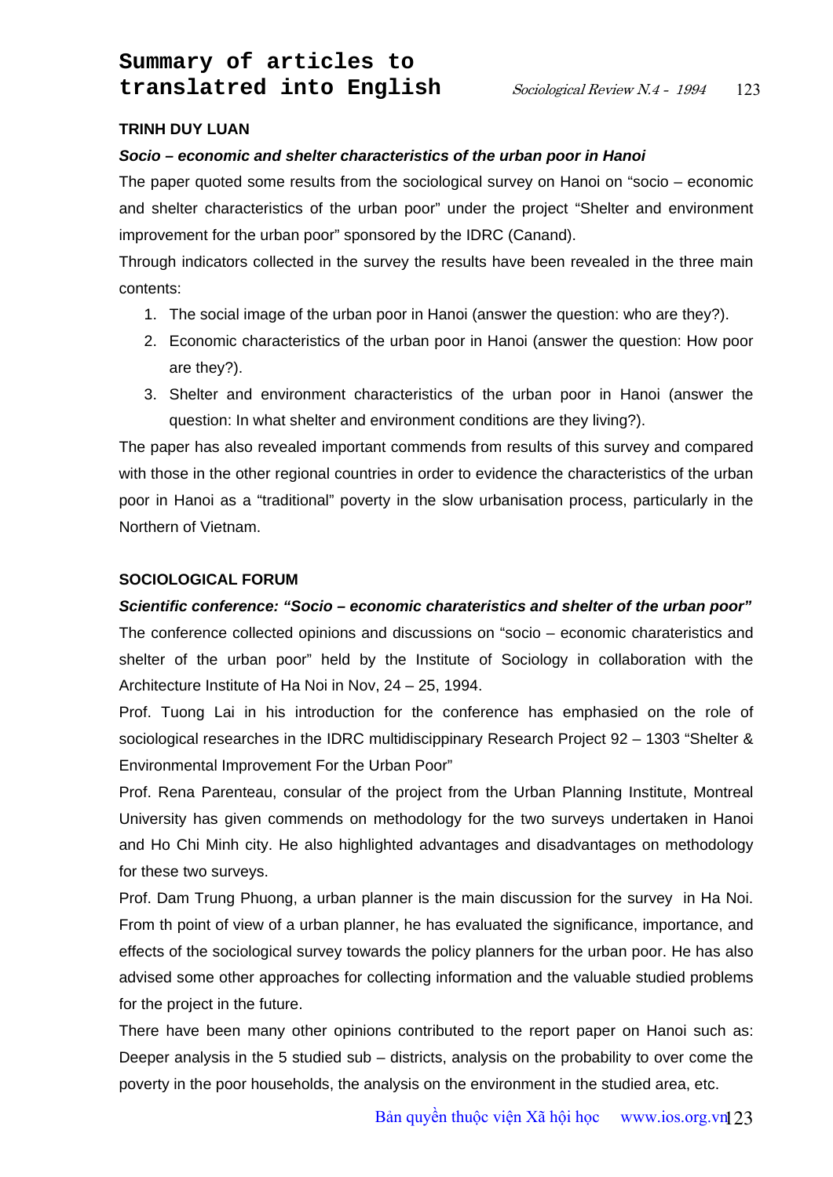# Summary of articles to translatred into English

### TRINH DUY LUAN

***Socio – economic and shelter characteristics of the urban poor in Hanoi***

The paper quoted some results from the sociological survey on Hanoi on "socio – economic and shelter characteristics of the urban poor" under the project "Shelter and environment improvement for the urban poor" sponsored by the IDRC (Canand).

Through indicators collected in the survey the results have been revealed in the three main contents:

1. The social image of the urban poor in Hanoi (answer the question: who are they?).
2. Economic characteristics of the urban poor in Hanoi (answer the question: How poor are they?).
3. Shelter and environment characteristics of the urban poor in Hanoi (answer the question: In what shelter and environment conditions are they living?).

The paper has also revealed important commends from results of this survey and compared with those in the other regional countries in order to evidence the characteristics of the urban poor in Hanoi as a "traditional" poverty in the slow urbanisation process, particularly in the Northern of Vietnam.

### SOCIOLOGICAL FORUM

***Scientific conference: "Socio – economic charateristics and shelter of the urban poor"***

The conference collected opinions and discussions on "socio – economic charateristics and shelter of the urban poor" held by the Institute of Sociology in collaboration with the Architecture Institute of Ha Noi in Nov, 24 – 25, 1994.

Prof. Tuong Lai in his introduction for the conference has emphasied on the role of sociological researches in the IDRC multidiscippinary Research Project 92 – 1303 "Shelter & Environmental Improvement For the Urban Poor"

Prof. Rena Parenteau, consular of the project from the Urban Planning Institute, Montreal University has given commends on methodology for the two surveys undertaken in Hanoi and Ho Chi Minh city. He also highlighted advantages and disadvantages on methodology for these two surveys.

Prof. Dam Trung Phuong, a urban planner is the main discussion for the survey in Ha Noi. From th point of view of a urban planner, he has evaluated the significance, importance, and effects of the sociological survey towards the policy planners for the urban poor. He has also advised some other approaches for collecting information and the valuable studied problems for the project in the future.

There have been many other opinions contributed to the report paper on Hanoi such as: Deeper analysis in the 5 studied sub – districts, analysis on the probability to over come the poverty in the poor households, the analysis on the environment in the studied area, etc.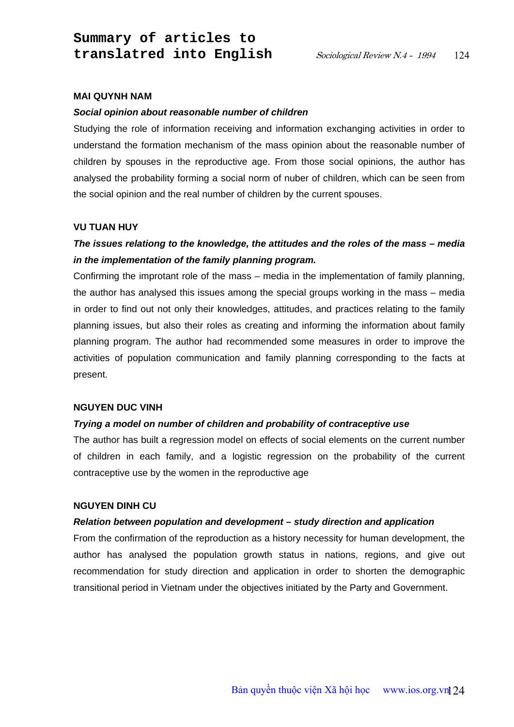# Summary of articles to translatred into English

**MAI QUYNH NAM**

***Social opinion about reasonable number of children***

Studying the role of information receiving and information exchanging activities in order to understand the formation mechanism of the mass opinion about the reasonable number of children by spouses in the reproductive age. From those social opinions, the author has analysed the probability forming a social norm of nuber of children, which can be seen from the social opinion and the real number of children by the current spouses.

**VU TUAN HUY**

***The issues relationg to the knowledge, the attitudes and the roles of the mass – media in the implementation of the family planning program.***

Confirming the improtant role of the mass – media in the implementation of family planning, the author has analysed this issues among the special groups working in the mass – media in order to find out not only their knowledges, attitudes, and practices relating to the family planning issues, but also their roles as creating and informing the information about family planning program. The author had recommended some measures in order to improve the activities of population communication and family planning corresponding to the facts at present.

**NGUYEN DUC VINH**

***Trying a model on number of children and probability of contraceptive use***

The author has built a regression model on effects of social elements on the current number of children in each family, and a logistic regression on the probability of the current contraceptive use by the women in the reproductive age

**NGUYEN DINH CU**

***Relation between population and development – study direction and application***

From the confirmation of the reproduction as a history necessity for human development, the author has analysed the population growth status in nations, regions, and give out recommendation for study direction and application in order to shorten the demographic transitional period in Vietnam under the objectives initiated by the Party and Government.